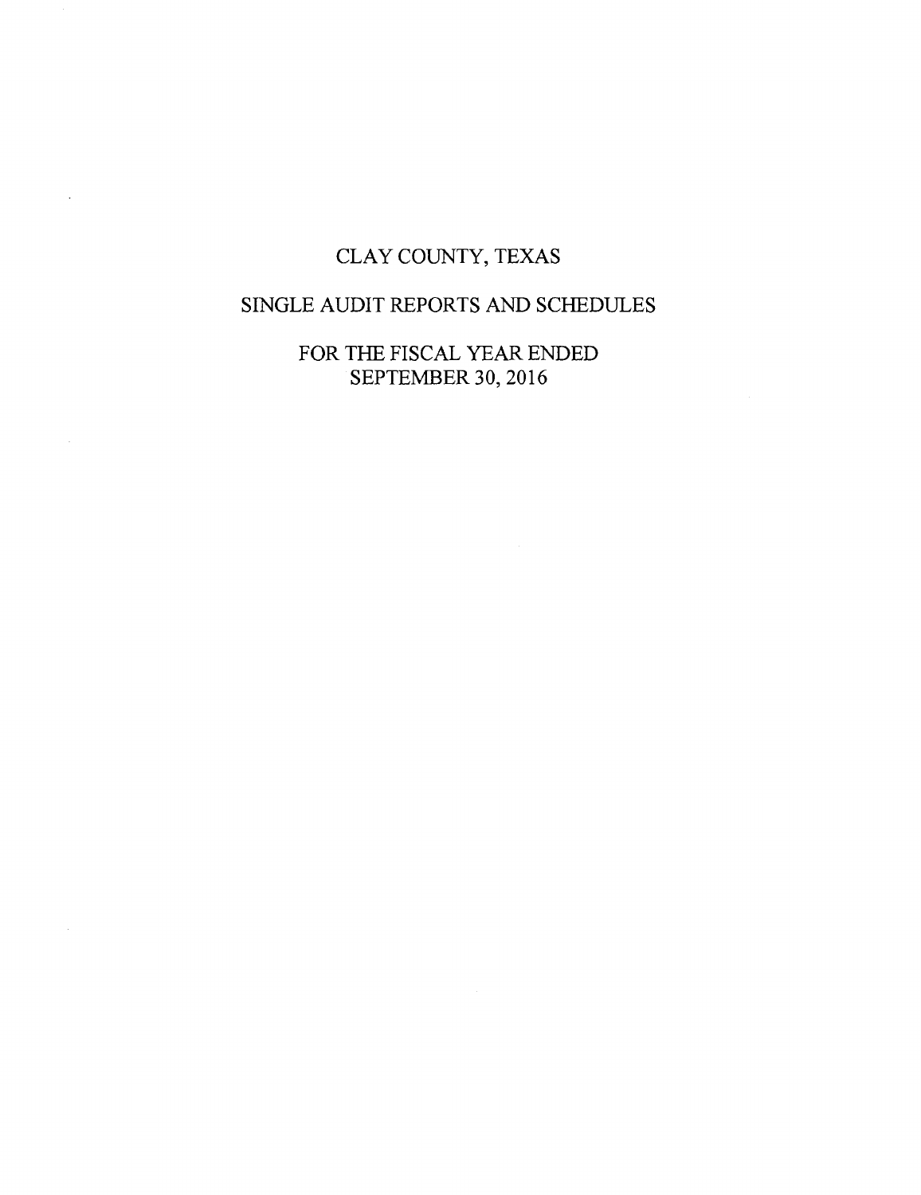# CLAY COUNTY, TEXAS

## SINGLE AUDIT REPORTS AND SCHEDULES

FOR THE FISCAL YEAR ENDED
SEPTEMBER 30, 2016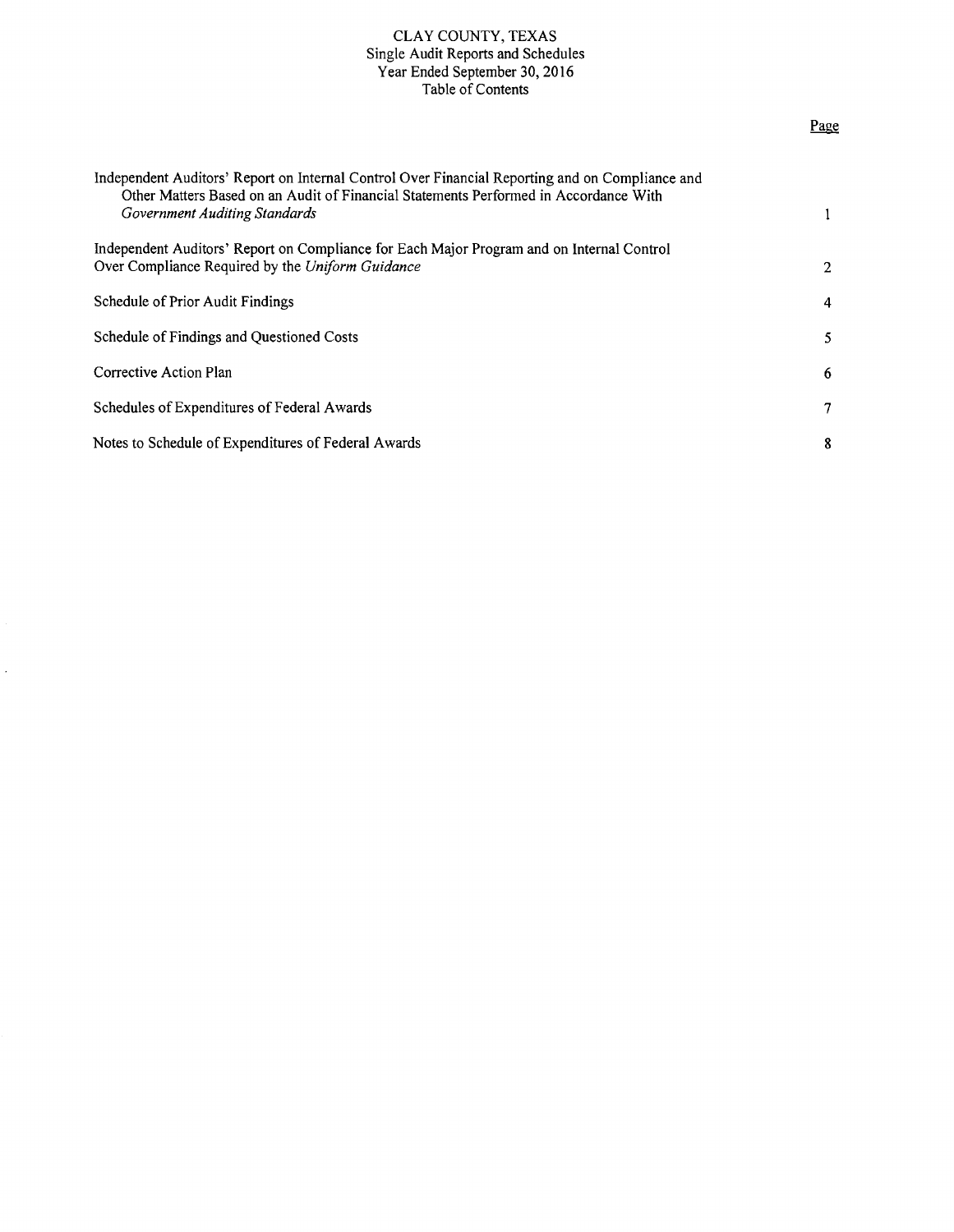# CLAY COUNTY, TEXAS
## Single Audit Reports and Schedules
## Year Ended September 30, 2016
## Table of Contents

| | Page |
|---|---|
| Independent Auditors' Report on Internal Control Over Financial Reporting and on Compliance and Other Matters Based on an Audit of Financial Statements Performed in Accordance With *Government Auditing Standards* | 1 |
| Independent Auditors' Report on Compliance for Each Major Program and on Internal Control Over Compliance Required by the *Uniform Guidance* | 2 |
| Schedule of Prior Audit Findings | 4 |
| Schedule of Findings and Questioned Costs | 5 |
| Corrective Action Plan | 6 |
| Schedules of Expenditures of Federal Awards | 7 |
| Notes to Schedule of Expenditures of Federal Awards | 8 |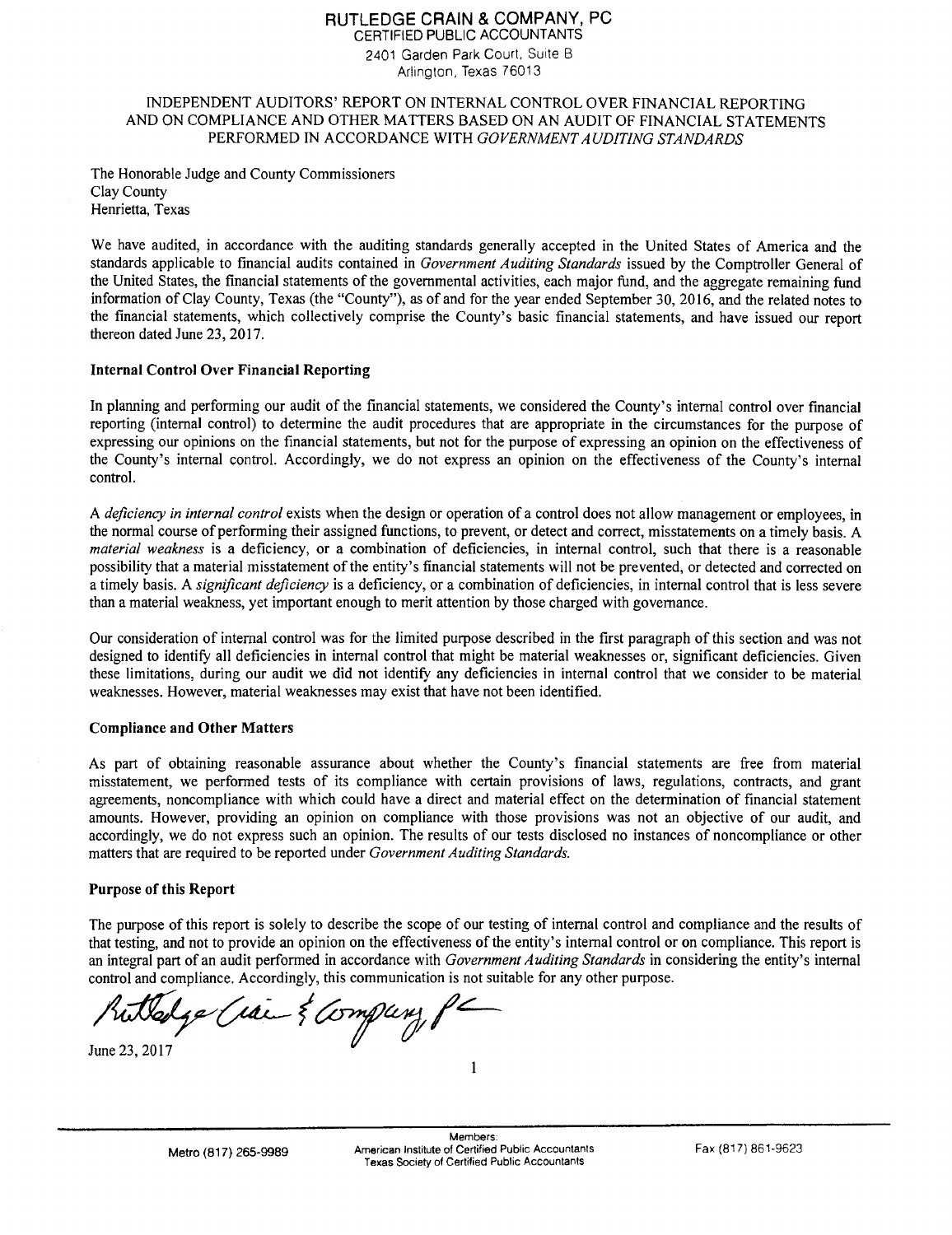# RUTLEDGE CRAIN & COMPANY, PC

CERTIFIED PUBLIC ACCOUNTANTS
2401 Garden Park Court, Suite B
Arlington, Texas 76013

## INDEPENDENT AUDITORS' REPORT ON INTERNAL CONTROL OVER FINANCIAL REPORTING AND ON COMPLIANCE AND OTHER MATTERS BASED ON AN AUDIT OF FINANCIAL STATEMENTS PERFORMED IN ACCORDANCE WITH *GOVERNMENT AUDITING STANDARDS*

The Honorable Judge and County Commissioners
Clay County
Henrietta, Texas

We have audited, in accordance with the auditing standards generally accepted in the United States of America and the standards applicable to financial audits contained in *Government Auditing Standards* issued by the Comptroller General of the United States, the financial statements of the governmental activities, each major fund, and the aggregate remaining fund information of Clay County, Texas (the "County"), as of and for the year ended September 30, 2016, and the related notes to the financial statements, which collectively comprise the County's basic financial statements, and have issued our report thereon dated June 23, 2017.

**Internal Control Over Financial Reporting**

In planning and performing our audit of the financial statements, we considered the County's internal control over financial reporting (internal control) to determine the audit procedures that are appropriate in the circumstances for the purpose of expressing our opinions on the financial statements, but not for the purpose of expressing an opinion on the effectiveness of the County's internal control. Accordingly, we do not express an opinion on the effectiveness of the County's internal control.

A *deficiency in internal control* exists when the design or operation of a control does not allow management or employees, in the normal course of performing their assigned functions, to prevent, or detect and correct, misstatements on a timely basis. A *material weakness* is a deficiency, or a combination of deficiencies, in internal control, such that there is a reasonable possibility that a material misstatement of the entity's financial statements will not be prevented, or detected and corrected on a timely basis. A *significant deficiency* is a deficiency, or a combination of deficiencies, in internal control that is less severe than a material weakness, yet important enough to merit attention by those charged with governance.

Our consideration of internal control was for the limited purpose described in the first paragraph of this section and was not designed to identify all deficiencies in internal control that might be material weaknesses or, significant deficiencies. Given these limitations, during our audit we did not identify any deficiencies in internal control that we consider to be material weaknesses. However, material weaknesses may exist that have not been identified.

**Compliance and Other Matters**

As part of obtaining reasonable assurance about whether the County's financial statements are free from material misstatement, we performed tests of its compliance with certain provisions of laws, regulations, contracts, and grant agreements, noncompliance with which could have a direct and material effect on the determination of financial statement amounts. However, providing an opinion on compliance with those provisions was not an objective of our audit, and accordingly, we do not express such an opinion. The results of our tests disclosed no instances of noncompliance or other matters that are required to be reported under *Government Auditing Standards.*

**Purpose of this Report**

The purpose of this report is solely to describe the scope of our testing of internal control and compliance and the results of that testing, and not to provide an opinion on the effectiveness of the entity's internal control or on compliance. This report is an integral part of an audit performed in accordance with *Government Auditing Standards* in considering the entity's internal control and compliance. Accordingly, this communication is not suitable for any other purpose.

Rutledge Crain & Company, PC

June 23, 2017

Members:
American Institute of Certified Public Accountants
Texas Society of Certified Public Accountants

Metro (817) 265-9989 Fax (817) 861-9623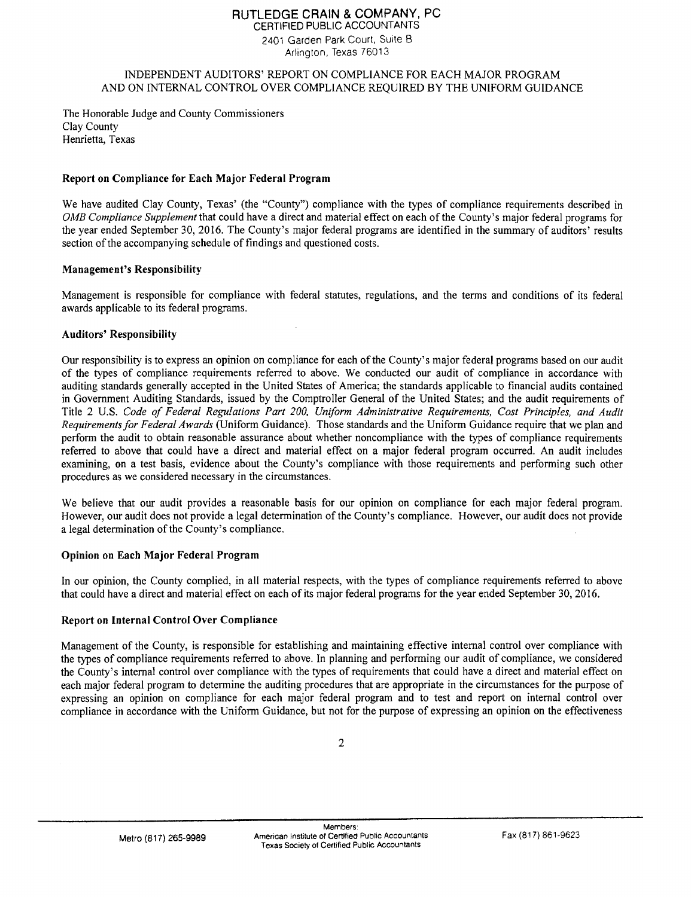# RUTLEDGE CRAIN & COMPANY, PC

CERTIFIED PUBLIC ACCOUNTANTS
2401 Garden Park Court, Suite B
Arlington, Texas 76013

## INDEPENDENT AUDITORS' REPORT ON COMPLIANCE FOR EACH MAJOR PROGRAM AND ON INTERNAL CONTROL OVER COMPLIANCE REQUIRED BY THE UNIFORM GUIDANCE

The Honorable Judge and County Commissioners
Clay County
Henrietta, Texas

### Report on Compliance for Each Major Federal Program

We have audited Clay County, Texas' (the "County") compliance with the types of compliance requirements described in *OMB Compliance Supplement* that could have a direct and material effect on each of the County's major federal programs for the year ended September 30, 2016. The County's major federal programs are identified in the summary of auditors' results section of the accompanying schedule of findings and questioned costs.

### Management's Responsibility

Management is responsible for compliance with federal statutes, regulations, and the terms and conditions of its federal awards applicable to its federal programs.

### Auditors' Responsibility

Our responsibility is to express an opinion on compliance for each of the County's major federal programs based on our audit of the types of compliance requirements referred to above. We conducted our audit of compliance in accordance with auditing standards generally accepted in the United States of America; the standards applicable to financial audits contained in Government Auditing Standards, issued by the Comptroller General of the United States; and the audit requirements of Title 2 U.S. *Code of Federal Regulations Part 200, Uniform Administrative Requirements, Cost Principles, and Audit Requirements for Federal Awards* (Uniform Guidance). Those standards and the Uniform Guidance require that we plan and perform the audit to obtain reasonable assurance about whether noncompliance with the types of compliance requirements referred to above that could have a direct and material effect on a major federal program occurred. An audit includes examining, on a test basis, evidence about the County's compliance with those requirements and performing such other procedures as we considered necessary in the circumstances.

We believe that our audit provides a reasonable basis for our opinion on compliance for each major federal program. However, our audit does not provide a legal determination of the County's compliance. However, our audit does not provide a legal determination of the County's compliance.

### Opinion on Each Major Federal Program

In our opinion, the County complied, in all material respects, with the types of compliance requirements referred to above that could have a direct and material effect on each of its major federal programs for the year ended September 30, 2016.

### Report on Internal Control Over Compliance

Management of the County, is responsible for establishing and maintaining effective internal control over compliance with the types of compliance requirements referred to above. In planning and performing our audit of compliance, we considered the County's internal control over compliance with the types of requirements that could have a direct and material effect on each major federal program to determine the auditing procedures that are appropriate in the circumstances for the purpose of expressing an opinion on compliance for each major federal program and to test and report on internal control over compliance in accordance with the Uniform Guidance, but not for the purpose of expressing an opinion on the effectiveness

Metro (817) 265-9989 | Members: American Institute of Certified Public Accountants, Texas Society of Certified Public Accountants | Fax (817) 861-9623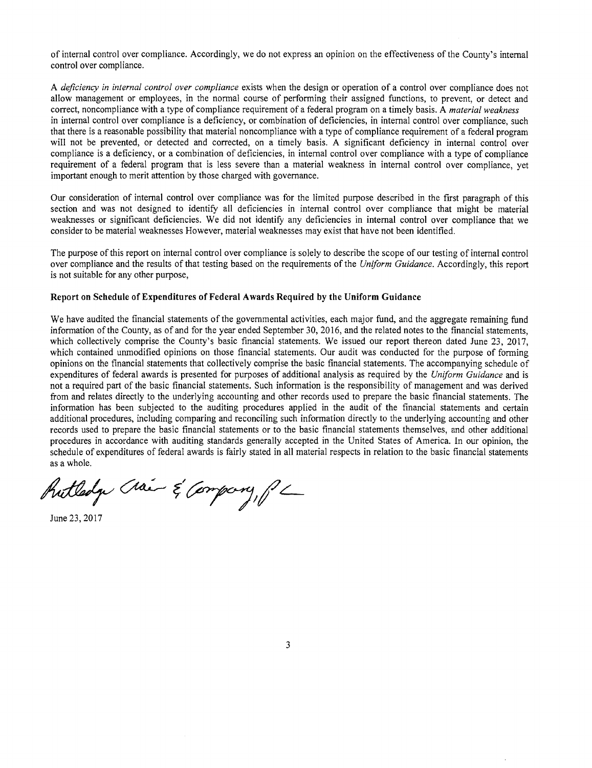of internal control over compliance. Accordingly, we do not express an opinion on the effectiveness of the County's internal control over compliance.

A *deficiency in internal control over compliance* exists when the design or operation of a control over compliance does not allow management or employees, in the normal course of performing their assigned functions, to prevent, or detect and correct, noncompliance with a type of compliance requirement of a federal program on a timely basis. A *material weakness* in internal control over compliance is a deficiency, or combination of deficiencies, in internal control over compliance, such that there is a reasonable possibility that material noncompliance with a type of compliance requirement of a federal program will not be prevented, or detected and corrected, on a timely basis. A significant deficiency in internal control over compliance is a deficiency, or a combination of deficiencies, in internal control over compliance with a type of compliance requirement of a federal program that is less severe than a material weakness in internal control over compliance, yet important enough to merit attention by those charged with governance.

Our consideration of internal control over compliance was for the limited purpose described in the first paragraph of this section and was not designed to identify all deficiencies in internal control over compliance that might be material weaknesses or significant deficiencies. We did not identify any deficiencies in internal control over compliance that we consider to be material weaknesses However, material weaknesses may exist that have not been identified.

The purpose of this report on internal control over compliance is solely to describe the scope of our testing of internal control over compliance and the results of that testing based on the requirements of the *Uniform Guidance*. Accordingly, this report is not suitable for any other purpose,

**Report on Schedule of Expenditures of Federal Awards Required by the Uniform Guidance**

We have audited the financial statements of the governmental activities, each major fund, and the aggregate remaining fund information of the County, as of and for the year ended September 30, 2016, and the related notes to the financial statements, which collectively comprise the County's basic financial statements. We issued our report thereon dated June 23, 2017, which contained unmodified opinions on those financial statements. Our audit was conducted for the purpose of forming opinions on the financial statements that collectively comprise the basic financial statements. The accompanying schedule of expenditures of federal awards is presented for purposes of additional analysis as required by the *Uniform Guidance* and is not a required part of the basic financial statements. Such information is the responsibility of management and was derived from and relates directly to the underlying accounting and other records used to prepare the basic financial statements. The information has been subjected to the auditing procedures applied in the audit of the financial statements and certain additional procedures, including comparing and reconciling such information directly to the underlying accounting and other records used to prepare the basic financial statements or to the basic financial statements themselves, and other additional procedures in accordance with auditing standards generally accepted in the United States of America. In our opinion, the schedule of expenditures of federal awards is fairly stated in all material respects in relation to the basic financial statements as a whole.

Rutledge Crain & Company, PC

June 23, 2017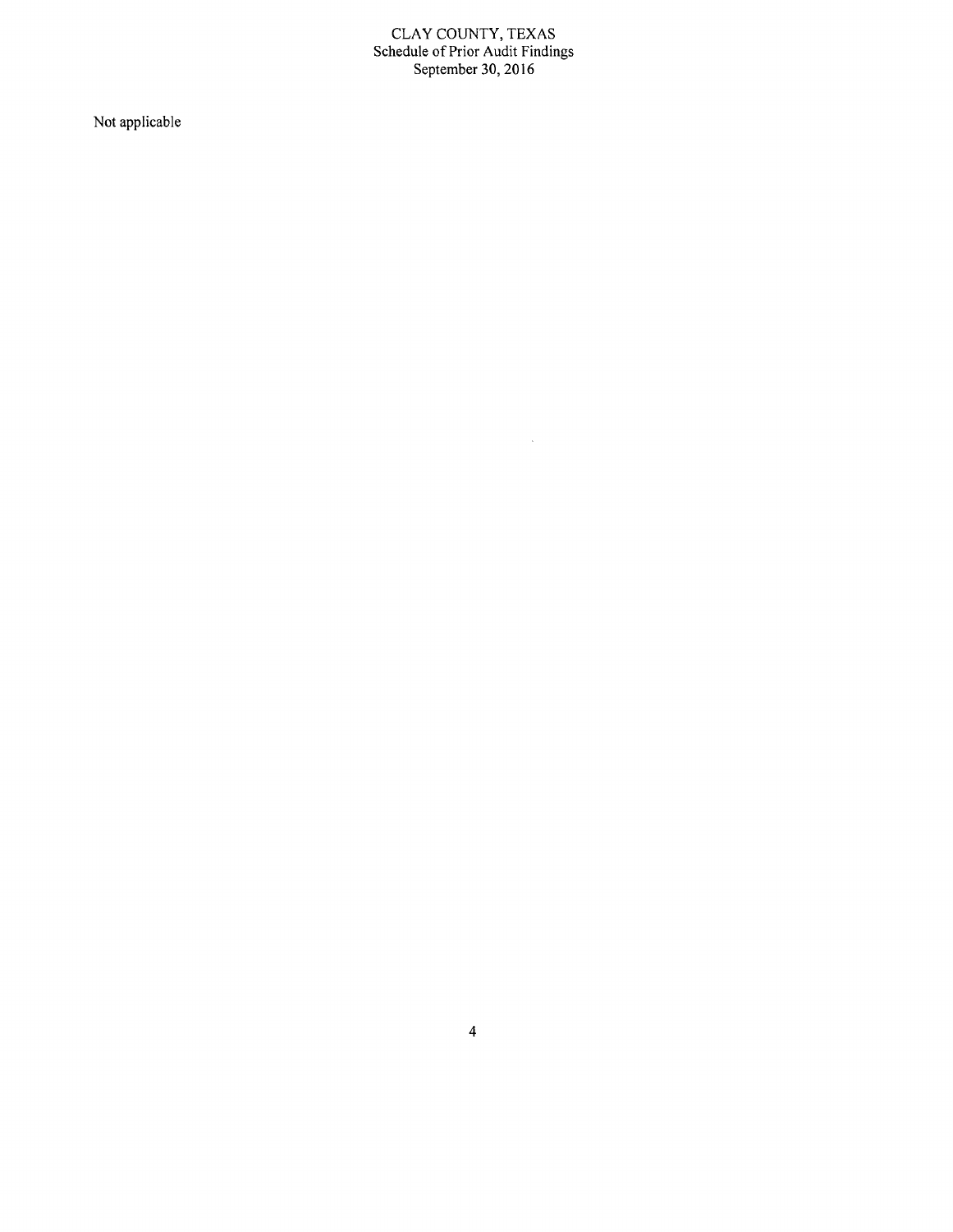# CLAY COUNTY, TEXAS
## Schedule of Prior Audit Findings
### September 30, 2016

Not applicable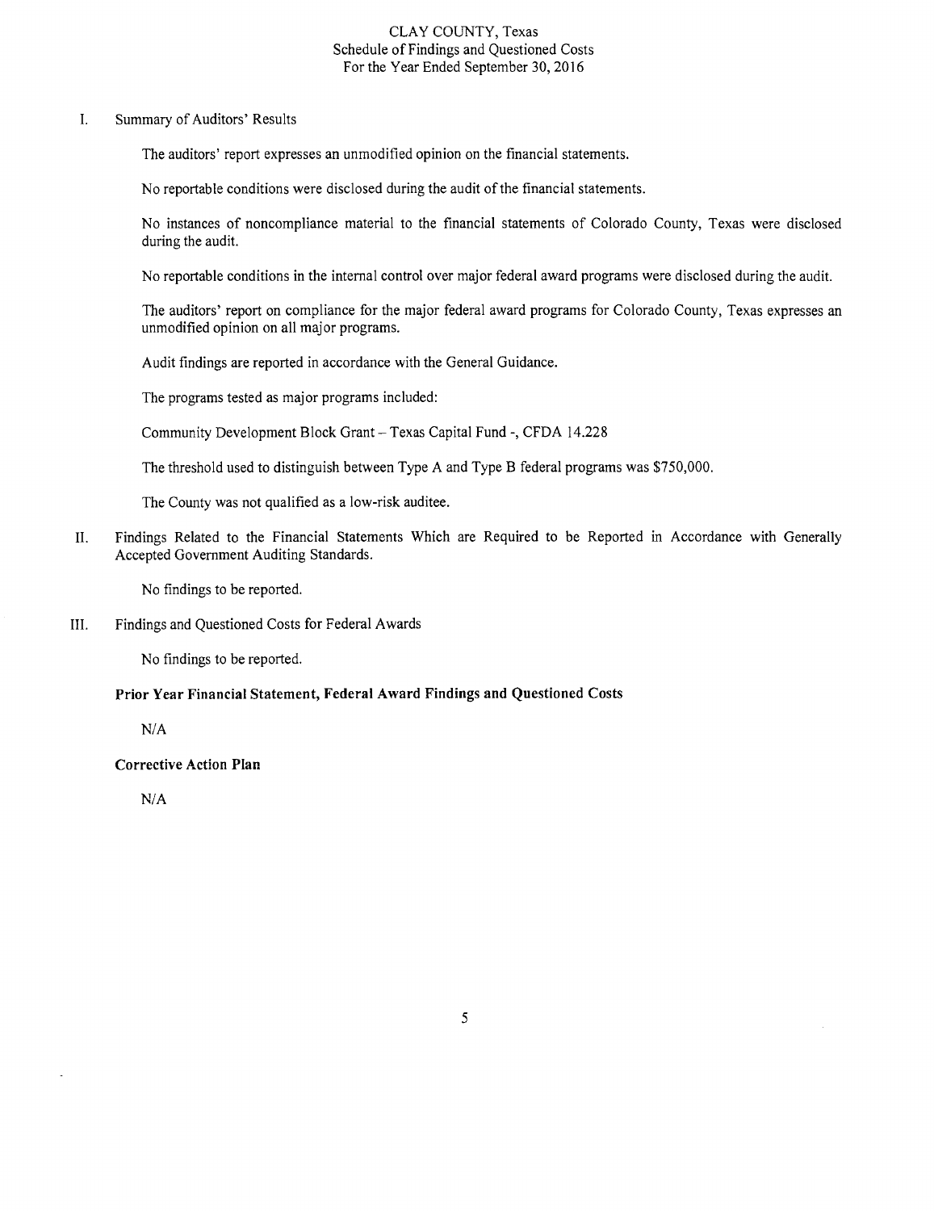# CLAY COUNTY, Texas
## Schedule of Findings and Questioned Costs
### For the Year Ended September 30, 2016

I. Summary of Auditors' Results

The auditors' report expresses an unmodified opinion on the financial statements.

No reportable conditions were disclosed during the audit of the financial statements.

No instances of noncompliance material to the financial statements of Colorado County, Texas were disclosed during the audit.

No reportable conditions in the internal control over major federal award programs were disclosed during the audit.

The auditors' report on compliance for the major federal award programs for Colorado County, Texas expresses an unmodified opinion on all major programs.

Audit findings are reported in accordance with the General Guidance.

The programs tested as major programs included:

Community Development Block Grant – Texas Capital Fund -, CFDA 14.228

The threshold used to distinguish between Type A and Type B federal programs was $750,000.

The County was not qualified as a low-risk auditee.

II. Findings Related to the Financial Statements Which are Required to be Reported in Accordance with Generally Accepted Government Auditing Standards.

No findings to be reported.

III. Findings and Questioned Costs for Federal Awards

No findings to be reported.

**Prior Year Financial Statement, Federal Award Findings and Questioned Costs**

N/A

**Corrective Action Plan**

N/A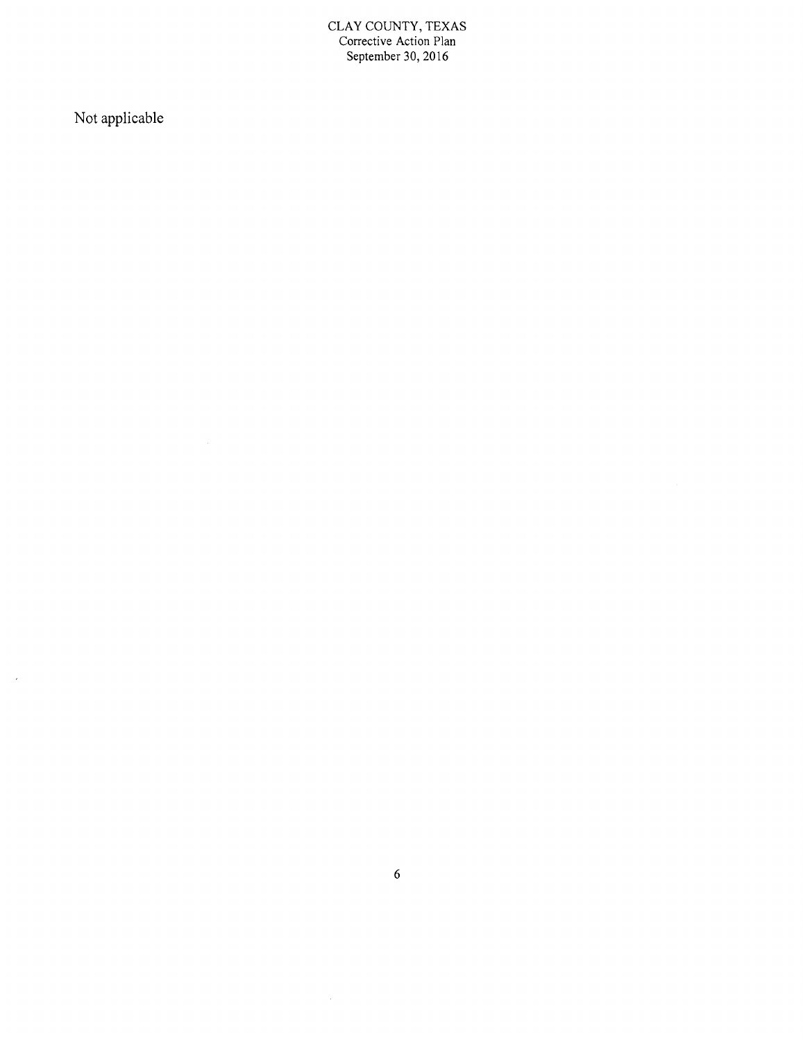# CLAY COUNTY, TEXAS
## Corrective Action Plan
### September 30, 2016

Not applicable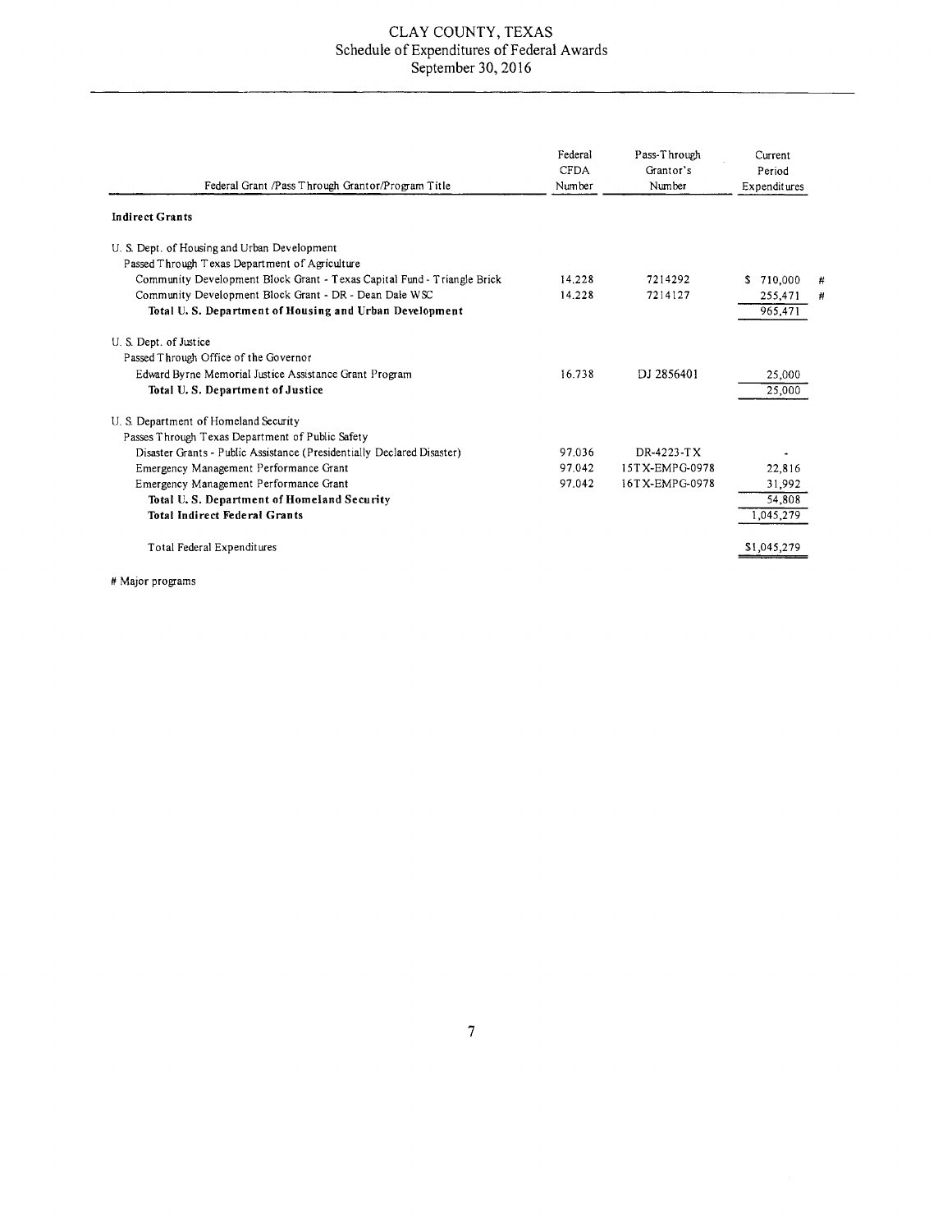# CLAY COUNTY, TEXAS
## Schedule of Expenditures of Federal Awards
## September 30, 2016

| Federal Grant /Pass Through Grantor/Program Title | Federal CFDA Number | Pass-Through Grantor's Number | Current Period Expenditures | |
|---|---|---|---|---|
| **Indirect Grants** | | | | |
| U. S. Dept. of Housing and Urban Development | | | | |
| Passed Through Texas Department of Agriculture | | | | |
| Community Development Block Grant - Texas Capital Fund - Triangle Brick | 14.228 | 7214292 | $ 710,000 | # |
| Community Development Block Grant - DR - Dean Dale WSC | 14.228 | 7214127 | 255,471 | # |
| **Total U. S. Department of Housing and Urban Development** | | | 965,471 | |
| U. S. Dept. of Justice | | | | |
| Passed Through Office of the Governor | | | | |
| Edward Byrne Memorial Justice Assistance Grant Program | 16.738 | DJ 2856401 | 25,000 | |
| **Total U. S. Department of Justice** | | | 25,000 | |
| U. S. Department of Homeland Security | | | | |
| Passes Through Texas Department of Public Safety | | | | |
| Disaster Grants - Public Assistance (Presidentially Declared Disaster) | 97.036 | DR-4223-TX | - | |
| Emergency Management Performance Grant | 97.042 | 15TX-EMPG-0978 | 22,816 | |
| Emergency Management Performance Grant | 97.042 | 16TX-EMPG-0978 | 31,992 | |
| **Total U. S. Department of Homeland Security** | | | 54,808 | |
| **Total Indirect Federal Grants** | | | 1,045,279 | |
| Total Federal Expenditures | | | $1,045,279 | |

# Major programs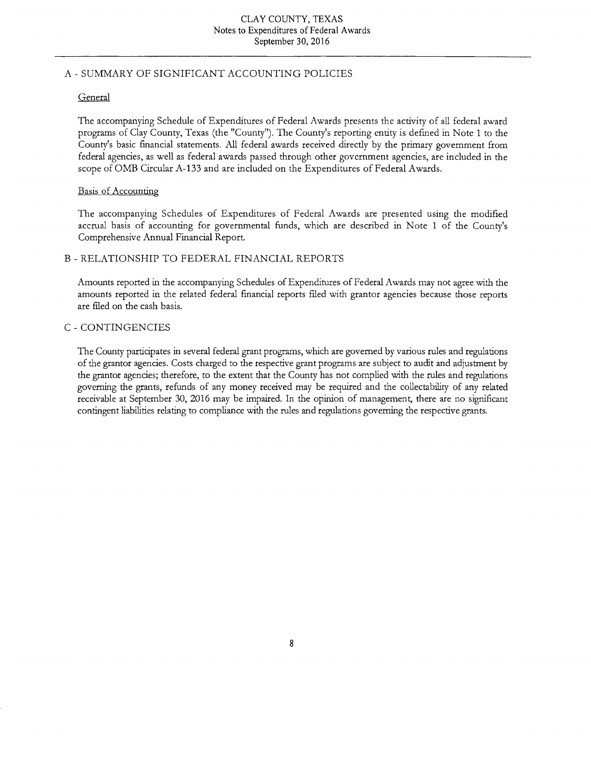# CLAY COUNTY, TEXAS
## Notes to Expenditures of Federal Awards
## September 30, 2016

## A - SUMMARY OF SIGNIFICANT ACCOUNTING POLICIES

### General

The accompanying Schedule of Expenditures of Federal Awards presents the activity of all federal award programs of Clay County, Texas (the "County"). The County's reporting entity is defined in Note 1 to the County's basic financial statements. All federal awards received directly by the primary government from federal agencies, as well as federal awards passed through other government agencies, are included in the scope of OMB Circular A-133 and are included on the Expenditures of Federal Awards.

### Basis of Accounting

The accompanying Schedules of Expenditures of Federal Awards are presented using the modified accrual basis of accounting for governmental funds, which are described in Note 1 of the County's Comprehensive Annual Financial Report.

## B - RELATIONSHIP TO FEDERAL FINANCIAL REPORTS

Amounts reported in the accompanying Schedules of Expenditures of Federal Awards may not agree with the amounts reported in the related federal financial reports filed with grantor agencies because those reports are filed on the cash basis.

## C - CONTINGENCIES

The County participates in several federal grant programs, which are governed by various rules and regulations of the grantor agencies. Costs charged to the respective grant programs are subject to audit and adjustment by the grantor agencies; therefore, to the extent that the County has not complied with the rules and regulations governing the grants, refunds of any money received may be required and the collectability of any related receivable at September 30, 2016 may be impaired. In the opinion of management, there are no significant contingent liabilities relating to compliance with the rules and regulations governing the respective grants.